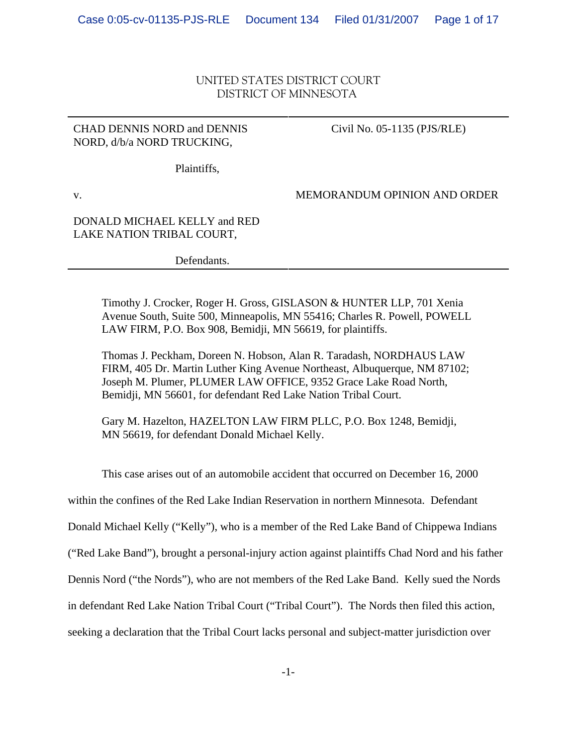UNITED STATES DISTRICT COURT
DISTRICT OF MINNESOTA

| | |
|---|---|
| CHAD DENNIS NORD and DENNIS NORD, d/b/a NORD TRUCKING, | Civil No. 05-1135 (PJS/RLE) |
| Plaintiffs, | |
| v. | MEMORANDUM OPINION AND ORDER |
| DONALD MICHAEL KELLY and RED LAKE NATION TRIBAL COURT, | |
| Defendants. | |

Timothy J. Crocker, Roger H. Gross, GISLASON & HUNTER LLP, 701 Xenia Avenue South, Suite 500, Minneapolis, MN 55416; Charles R. Powell, POWELL LAW FIRM, P.O. Box 908, Bemidji, MN 56619, for plaintiffs.

Thomas J. Peckham, Doreen N. Hobson, Alan R. Taradash, NORDHAUS LAW FIRM, 405 Dr. Martin Luther King Avenue Northeast, Albuquerque, NM 87102; Joseph M. Plumer, PLUMER LAW OFFICE, 9352 Grace Lake Road North, Bemidji, MN 56601, for defendant Red Lake Nation Tribal Court.

Gary M. Hazelton, HAZELTON LAW FIRM PLLC, P.O. Box 1248, Bemidji, MN 56619, for defendant Donald Michael Kelly.

This case arises out of an automobile accident that occurred on December 16, 2000 within the confines of the Red Lake Indian Reservation in northern Minnesota. Defendant Donald Michael Kelly ("Kelly"), who is a member of the Red Lake Band of Chippewa Indians ("Red Lake Band"), brought a personal-injury action against plaintiffs Chad Nord and his father Dennis Nord ("the Nords"), who are not members of the Red Lake Band. Kelly sued the Nords in defendant Red Lake Nation Tribal Court ("Tribal Court"). The Nords then filed this action, seeking a declaration that the Tribal Court lacks personal and subject-matter jurisdiction over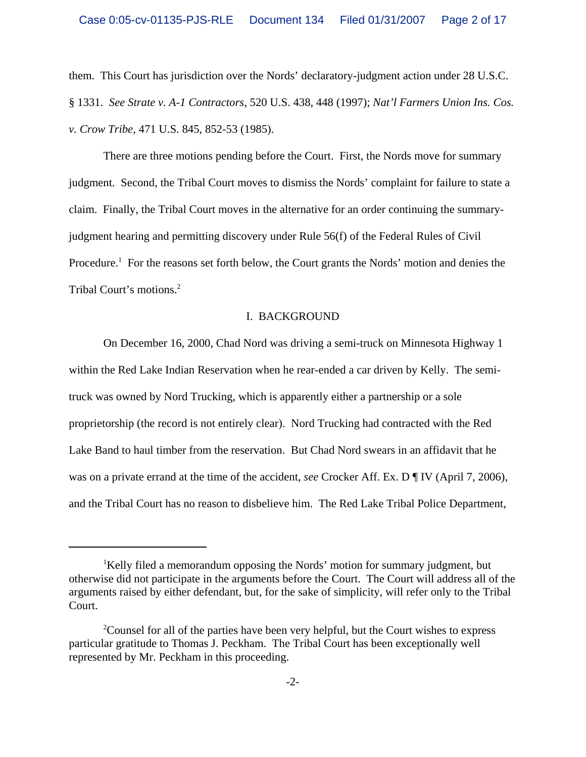them. This Court has jurisdiction over the Nords' declaratory-judgment action under 28 U.S.C. § 1331. *See Strate v. A-1 Contractors*, 520 U.S. 438, 448 (1997); *Nat'l Farmers Union Ins. Cos. v. Crow Tribe*, 471 U.S. 845, 852-53 (1985).

There are three motions pending before the Court. First, the Nords move for summary judgment. Second, the Tribal Court moves to dismiss the Nords' complaint for failure to state a claim. Finally, the Tribal Court moves in the alternative for an order continuing the summary-judgment hearing and permitting discovery under Rule 56(f) of the Federal Rules of Civil Procedure.[1] For the reasons set forth below, the Court grants the Nords' motion and denies the Tribal Court's motions.[2]

## I. BACKGROUND

On December 16, 2000, Chad Nord was driving a semi-truck on Minnesota Highway 1 within the Red Lake Indian Reservation when he rear-ended a car driven by Kelly. The semi-truck was owned by Nord Trucking, which is apparently either a partnership or a sole proprietorship (the record is not entirely clear). Nord Trucking had contracted with the Red Lake Band to haul timber from the reservation. But Chad Nord swears in an affidavit that he was on a private errand at the time of the accident, *see* Crocker Aff. Ex. D ¶ IV (April 7, 2006), and the Tribal Court has no reason to disbelieve him. The Red Lake Tribal Police Department,

---

[1] Kelly filed a memorandum opposing the Nords' motion for summary judgment, but otherwise did not participate in the arguments before the Court. The Court will address all of the arguments raised by either defendant, but, for the sake of simplicity, will refer only to the Tribal Court.

[2] Counsel for all of the parties have been very helpful, but the Court wishes to express particular gratitude to Thomas J. Peckham. The Tribal Court has been exceptionally well represented by Mr. Peckham in this proceeding.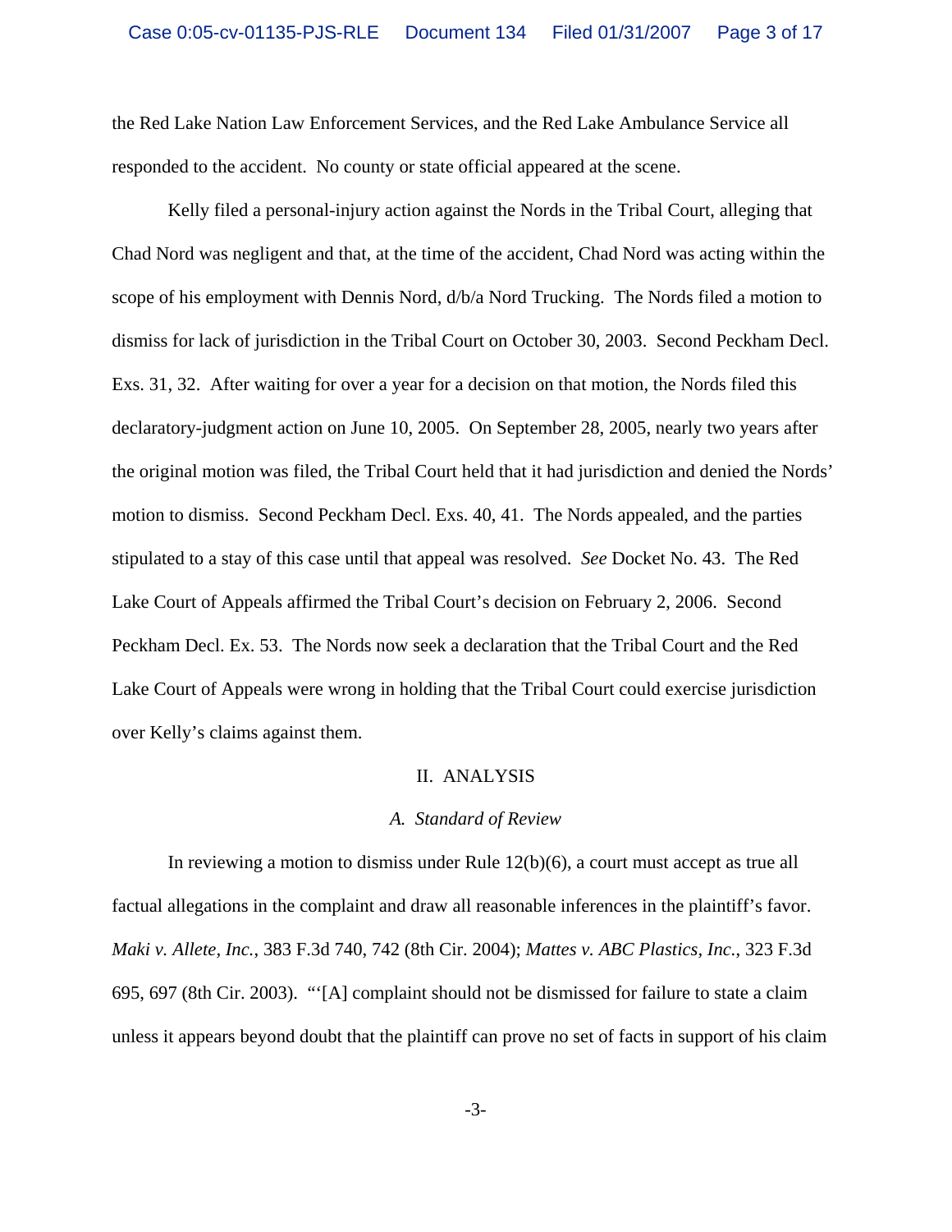the Red Lake Nation Law Enforcement Services, and the Red Lake Ambulance Service all responded to the accident. No county or state official appeared at the scene.

Kelly filed a personal-injury action against the Nords in the Tribal Court, alleging that Chad Nord was negligent and that, at the time of the accident, Chad Nord was acting within the scope of his employment with Dennis Nord, d/b/a Nord Trucking. The Nords filed a motion to dismiss for lack of jurisdiction in the Tribal Court on October 30, 2003. Second Peckham Decl. Exs. 31, 32. After waiting for over a year for a decision on that motion, the Nords filed this declaratory-judgment action on June 10, 2005. On September 28, 2005, nearly two years after the original motion was filed, the Tribal Court held that it had jurisdiction and denied the Nords' motion to dismiss. Second Peckham Decl. Exs. 40, 41. The Nords appealed, and the parties stipulated to a stay of this case until that appeal was resolved. *See* Docket No. 43. The Red Lake Court of Appeals affirmed the Tribal Court's decision on February 2, 2006. Second Peckham Decl. Ex. 53. The Nords now seek a declaration that the Tribal Court and the Red Lake Court of Appeals were wrong in holding that the Tribal Court could exercise jurisdiction over Kelly's claims against them.

## II. ANALYSIS

### *A. Standard of Review*

In reviewing a motion to dismiss under Rule 12(b)(6), a court must accept as true all factual allegations in the complaint and draw all reasonable inferences in the plaintiff's favor. *Maki v. Allete, Inc.*, 383 F.3d 740, 742 (8th Cir. 2004); *Mattes v. ABC Plastics, Inc.*, 323 F.3d 695, 697 (8th Cir. 2003). "'[A] complaint should not be dismissed for failure to state a claim unless it appears beyond doubt that the plaintiff can prove no set of facts in support of his claim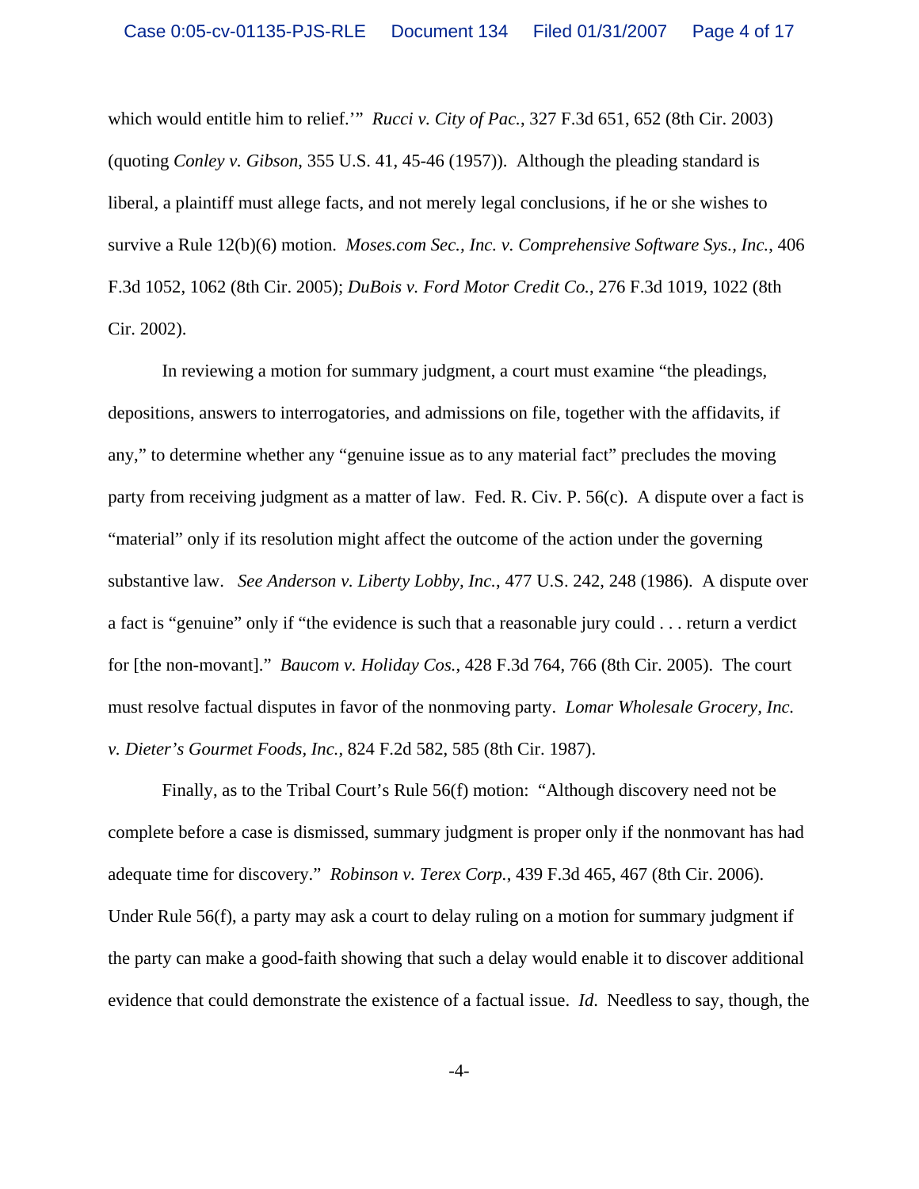which would entitle him to relief.'" *Rucci v. City of Pac.*, 327 F.3d 651, 652 (8th Cir. 2003) (quoting *Conley v. Gibson*, 355 U.S. 41, 45-46 (1957)). Although the pleading standard is liberal, a plaintiff must allege facts, and not merely legal conclusions, if he or she wishes to survive a Rule 12(b)(6) motion. *Moses.com Sec., Inc. v. Comprehensive Software Sys., Inc.*, 406 F.3d 1052, 1062 (8th Cir. 2005); *DuBois v. Ford Motor Credit Co.*, 276 F.3d 1019, 1022 (8th Cir. 2002).

In reviewing a motion for summary judgment, a court must examine "the pleadings, depositions, answers to interrogatories, and admissions on file, together with the affidavits, if any," to determine whether any "genuine issue as to any material fact" precludes the moving party from receiving judgment as a matter of law. Fed. R. Civ. P. 56(c). A dispute over a fact is "material" only if its resolution might affect the outcome of the action under the governing substantive law. *See Anderson v. Liberty Lobby, Inc.*, 477 U.S. 242, 248 (1986). A dispute over a fact is "genuine" only if "the evidence is such that a reasonable jury could . . . return a verdict for [the non-movant]." *Baucom v. Holiday Cos.*, 428 F.3d 764, 766 (8th Cir. 2005). The court must resolve factual disputes in favor of the nonmoving party. *Lomar Wholesale Grocery, Inc. v. Dieter's Gourmet Foods, Inc.*, 824 F.2d 582, 585 (8th Cir. 1987).

Finally, as to the Tribal Court's Rule 56(f) motion: "Although discovery need not be complete before a case is dismissed, summary judgment is proper only if the nonmovant has had adequate time for discovery." *Robinson v. Terex Corp.*, 439 F.3d 465, 467 (8th Cir. 2006). Under Rule 56(f), a party may ask a court to delay ruling on a motion for summary judgment if the party can make a good-faith showing that such a delay would enable it to discover additional evidence that could demonstrate the existence of a factual issue. *Id.* Needless to say, though, the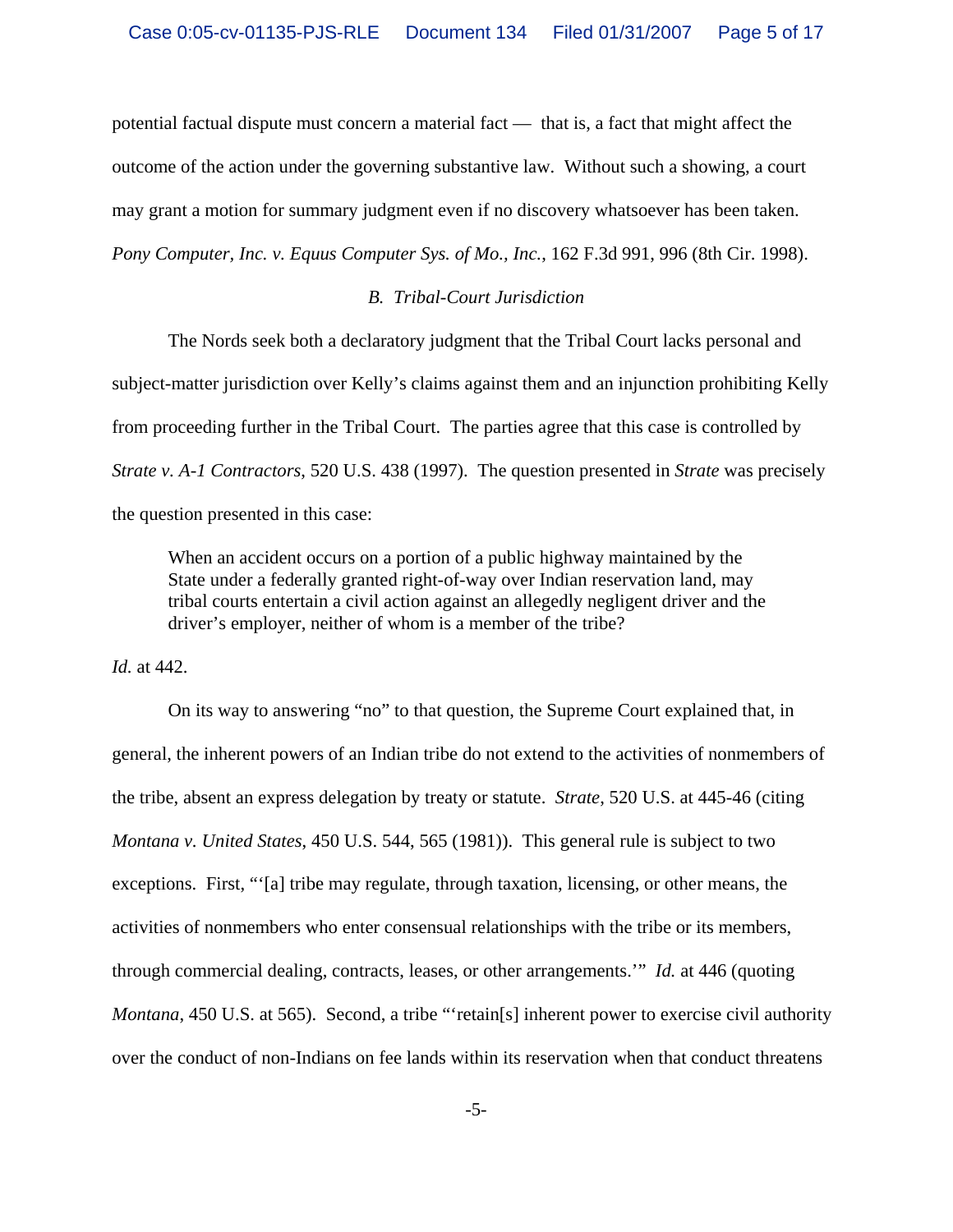potential factual dispute must concern a material fact — that is, a fact that might affect the outcome of the action under the governing substantive law. Without such a showing, a court may grant a motion for summary judgment even if no discovery whatsoever has been taken. *Pony Computer, Inc. v. Equus Computer Sys. of Mo., Inc.*, 162 F.3d 991, 996 (8th Cir. 1998).

### *B. Tribal-Court Jurisdiction*

The Nords seek both a declaratory judgment that the Tribal Court lacks personal and subject-matter jurisdiction over Kelly's claims against them and an injunction prohibiting Kelly from proceeding further in the Tribal Court. The parties agree that this case is controlled by *Strate v. A-1 Contractors*, 520 U.S. 438 (1997). The question presented in *Strate* was precisely the question presented in this case:

> When an accident occurs on a portion of a public highway maintained by the State under a federally granted right-of-way over Indian reservation land, may tribal courts entertain a civil action against an allegedly negligent driver and the driver's employer, neither of whom is a member of the tribe?

*Id.* at 442.

On its way to answering "no" to that question, the Supreme Court explained that, in general, the inherent powers of an Indian tribe do not extend to the activities of nonmembers of the tribe, absent an express delegation by treaty or statute. *Strate*, 520 U.S. at 445-46 (citing *Montana v. United States*, 450 U.S. 544, 565 (1981)). This general rule is subject to two exceptions. First, "'[a] tribe may regulate, through taxation, licensing, or other means, the activities of nonmembers who enter consensual relationships with the tribe or its members, through commercial dealing, contracts, leases, or other arrangements.'" *Id.* at 446 (quoting *Montana*, 450 U.S. at 565). Second, a tribe "'retain[s] inherent power to exercise civil authority over the conduct of non-Indians on fee lands within its reservation when that conduct threatens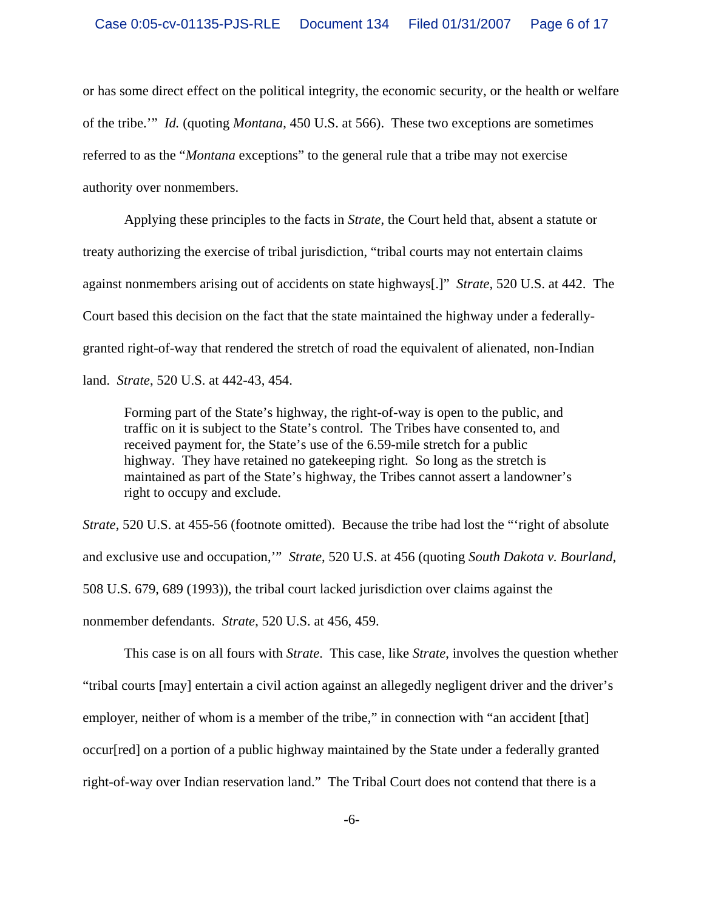or has some direct effect on the political integrity, the economic security, or the health or welfare of the tribe.'" *Id.* (quoting *Montana*, 450 U.S. at 566). These two exceptions are sometimes referred to as the "*Montana* exceptions" to the general rule that a tribe may not exercise authority over nonmembers.

Applying these principles to the facts in *Strate*, the Court held that, absent a statute or treaty authorizing the exercise of tribal jurisdiction, "tribal courts may not entertain claims against nonmembers arising out of accidents on state highways[.]" *Strate*, 520 U.S. at 442. The Court based this decision on the fact that the state maintained the highway under a federally-granted right-of-way that rendered the stretch of road the equivalent of alienated, non-Indian land. *Strate*, 520 U.S. at 442-43, 454.

> Forming part of the State's highway, the right-of-way is open to the public, and traffic on it is subject to the State's control. The Tribes have consented to, and received payment for, the State's use of the 6.59-mile stretch for a public highway. They have retained no gatekeeping right. So long as the stretch is maintained as part of the State's highway, the Tribes cannot assert a landowner's right to occupy and exclude.

*Strate*, 520 U.S. at 455-56 (footnote omitted). Because the tribe had lost the "'right of absolute and exclusive use and occupation,'" *Strate*, 520 U.S. at 456 (quoting *South Dakota v. Bourland*, 508 U.S. 679, 689 (1993)), the tribal court lacked jurisdiction over claims against the nonmember defendants. *Strate*, 520 U.S. at 456, 459.

This case is on all fours with *Strate*. This case, like *Strate*, involves the question whether "tribal courts [may] entertain a civil action against an allegedly negligent driver and the driver's employer, neither of whom is a member of the tribe," in connection with "an accident [that] occur[red] on a portion of a public highway maintained by the State under a federally granted right-of-way over Indian reservation land." The Tribal Court does not contend that there is a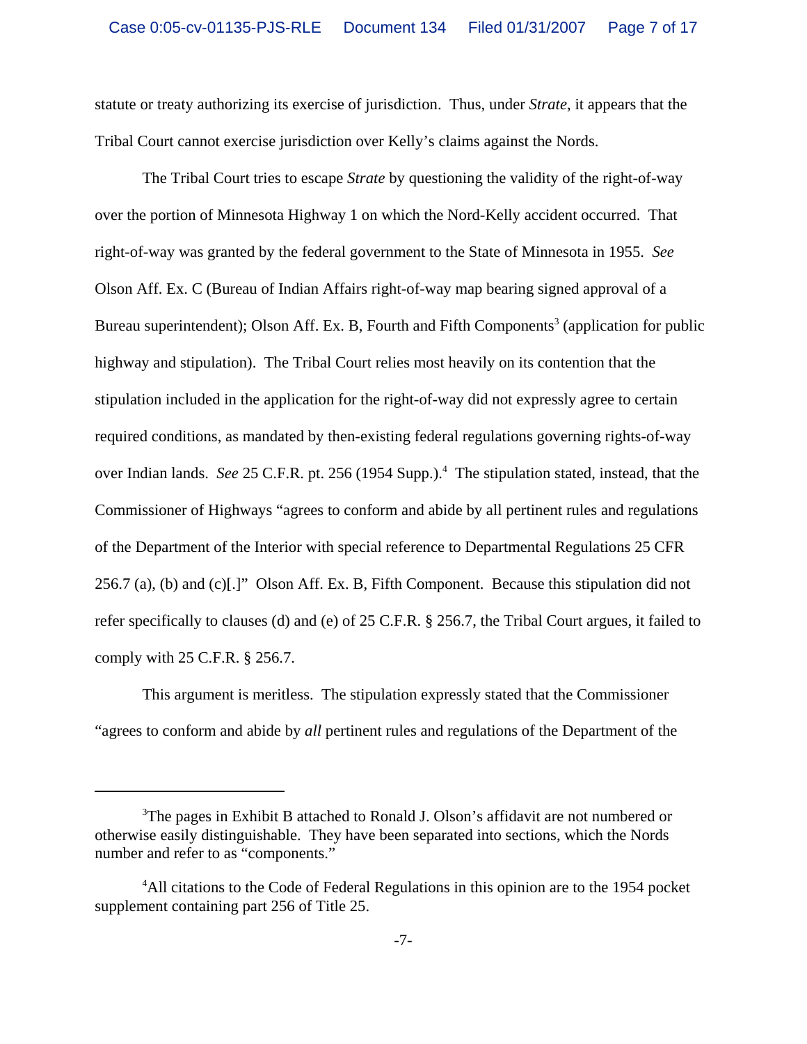statute or treaty authorizing its exercise of jurisdiction. Thus, under *Strate*, it appears that the Tribal Court cannot exercise jurisdiction over Kelly's claims against the Nords.

The Tribal Court tries to escape *Strate* by questioning the validity of the right-of-way over the portion of Minnesota Highway 1 on which the Nord-Kelly accident occurred. That right-of-way was granted by the federal government to the State of Minnesota in 1955. *See* Olson Aff. Ex. C (Bureau of Indian Affairs right-of-way map bearing signed approval of a Bureau superintendent); Olson Aff. Ex. B, Fourth and Fifth Components[3] (application for public highway and stipulation). The Tribal Court relies most heavily on its contention that the stipulation included in the application for the right-of-way did not expressly agree to certain required conditions, as mandated by then-existing federal regulations governing rights-of-way over Indian lands. *See* 25 C.F.R. pt. 256 (1954 Supp.).[4] The stipulation stated, instead, that the Commissioner of Highways "agrees to conform and abide by all pertinent rules and regulations of the Department of the Interior with special reference to Departmental Regulations 25 CFR 256.7 (a), (b) and (c)[.]" Olson Aff. Ex. B, Fifth Component. Because this stipulation did not refer specifically to clauses (d) and (e) of 25 C.F.R. § 256.7, the Tribal Court argues, it failed to comply with 25 C.F.R. § 256.7.

This argument is meritless. The stipulation expressly stated that the Commissioner "agrees to conform and abide by *all* pertinent rules and regulations of the Department of the

---

[3]The pages in Exhibit B attached to Ronald J. Olson's affidavit are not numbered or otherwise easily distinguishable. They have been separated into sections, which the Nords number and refer to as "components."

[4]All citations to the Code of Federal Regulations in this opinion are to the 1954 pocket supplement containing part 256 of Title 25.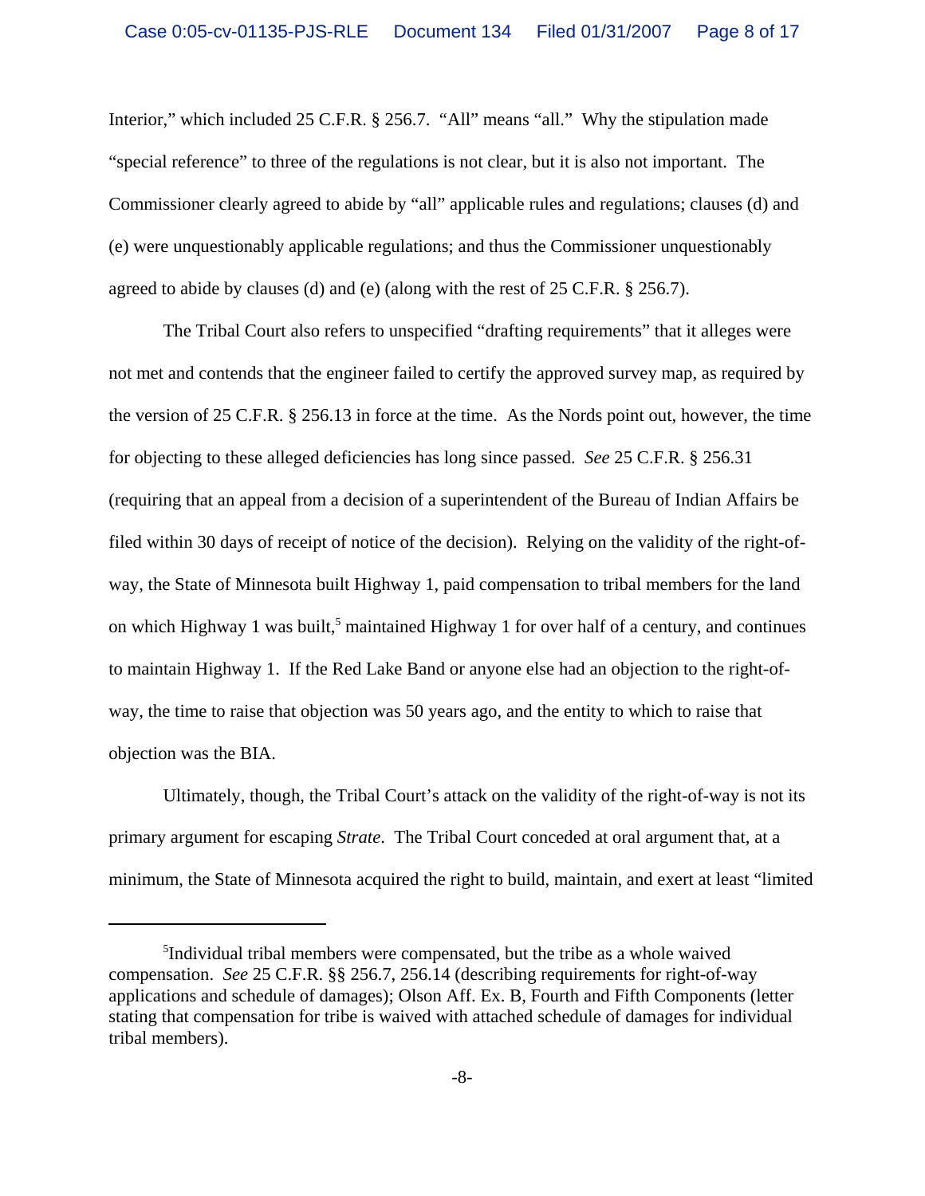Interior," which included 25 C.F.R. § 256.7. "All" means "all." Why the stipulation made "special reference" to three of the regulations is not clear, but it is also not important. The Commissioner clearly agreed to abide by "all" applicable rules and regulations; clauses (d) and (e) were unquestionably applicable regulations; and thus the Commissioner unquestionably agreed to abide by clauses (d) and (e) (along with the rest of 25 C.F.R. § 256.7).

The Tribal Court also refers to unspecified "drafting requirements" that it alleges were not met and contends that the engineer failed to certify the approved survey map, as required by the version of 25 C.F.R. § 256.13 in force at the time. As the Nords point out, however, the time for objecting to these alleged deficiencies has long since passed. *See* 25 C.F.R. § 256.31 (requiring that an appeal from a decision of a superintendent of the Bureau of Indian Affairs be filed within 30 days of receipt of notice of the decision). Relying on the validity of the right-of-way, the State of Minnesota built Highway 1, paid compensation to tribal members for the land on which Highway 1 was built,[5] maintained Highway 1 for over half of a century, and continues to maintain Highway 1. If the Red Lake Band or anyone else had an objection to the right-of-way, the time to raise that objection was 50 years ago, and the entity to which to raise that objection was the BIA.

Ultimately, though, the Tribal Court's attack on the validity of the right-of-way is not its primary argument for escaping *Strate*. The Tribal Court conceded at oral argument that, at a minimum, the State of Minnesota acquired the right to build, maintain, and exert at least "limited

---

[5]Individual tribal members were compensated, but the tribe as a whole waived compensation. *See* 25 C.F.R. §§ 256.7, 256.14 (describing requirements for right-of-way applications and schedule of damages); Olson Aff. Ex. B, Fourth and Fifth Components (letter stating that compensation for tribe is waived with attached schedule of damages for individual tribal members).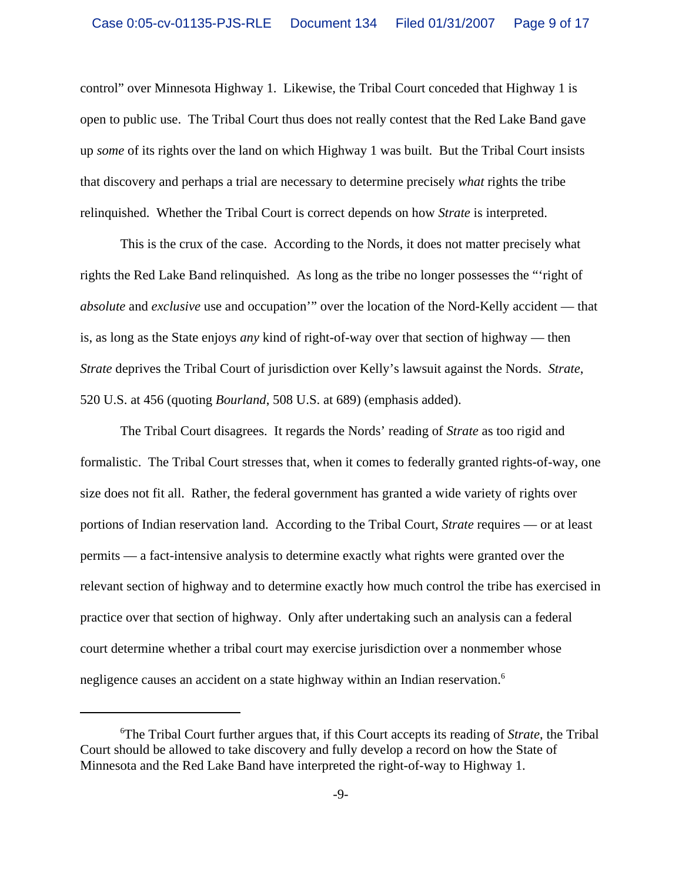control" over Minnesota Highway 1. Likewise, the Tribal Court conceded that Highway 1 is open to public use. The Tribal Court thus does not really contest that the Red Lake Band gave up *some* of its rights over the land on which Highway 1 was built. But the Tribal Court insists that discovery and perhaps a trial are necessary to determine precisely *what* rights the tribe relinquished. Whether the Tribal Court is correct depends on how *Strate* is interpreted.

This is the crux of the case. According to the Nords, it does not matter precisely what rights the Red Lake Band relinquished. As long as the tribe no longer possesses the "'right of *absolute* and *exclusive* use and occupation'" over the location of the Nord-Kelly accident — that is, as long as the State enjoys *any* kind of right-of-way over that section of highway — then *Strate* deprives the Tribal Court of jurisdiction over Kelly's lawsuit against the Nords. *Strate*, 520 U.S. at 456 (quoting *Bourland*, 508 U.S. at 689) (emphasis added).

The Tribal Court disagrees. It regards the Nords' reading of *Strate* as too rigid and formalistic. The Tribal Court stresses that, when it comes to federally granted rights-of-way, one size does not fit all. Rather, the federal government has granted a wide variety of rights over portions of Indian reservation land. According to the Tribal Court, *Strate* requires — or at least permits — a fact-intensive analysis to determine exactly what rights were granted over the relevant section of highway and to determine exactly how much control the tribe has exercised in practice over that section of highway. Only after undertaking such an analysis can a federal court determine whether a tribal court may exercise jurisdiction over a nonmember whose negligence causes an accident on a state highway within an Indian reservation.[6]

---

[6]The Tribal Court further argues that, if this Court accepts its reading of *Strate*, the Tribal Court should be allowed to take discovery and fully develop a record on how the State of Minnesota and the Red Lake Band have interpreted the right-of-way to Highway 1.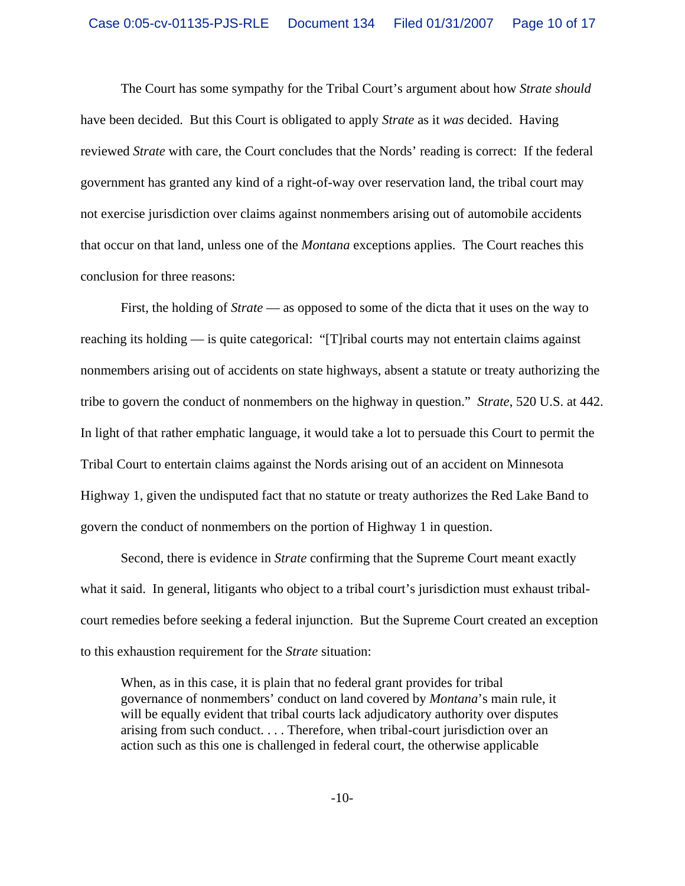The Court has some sympathy for the Tribal Court's argument about how *Strate should* have been decided. But this Court is obligated to apply *Strate* as it *was* decided. Having reviewed *Strate* with care, the Court concludes that the Nords' reading is correct: If the federal government has granted any kind of a right-of-way over reservation land, the tribal court may not exercise jurisdiction over claims against nonmembers arising out of automobile accidents that occur on that land, unless one of the *Montana* exceptions applies. The Court reaches this conclusion for three reasons:

First, the holding of *Strate* — as opposed to some of the dicta that it uses on the way to reaching its holding — is quite categorical: "[T]ribal courts may not entertain claims against nonmembers arising out of accidents on state highways, absent a statute or treaty authorizing the tribe to govern the conduct of nonmembers on the highway in question." *Strate*, 520 U.S. at 442. In light of that rather emphatic language, it would take a lot to persuade this Court to permit the Tribal Court to entertain claims against the Nords arising out of an accident on Minnesota Highway 1, given the undisputed fact that no statute or treaty authorizes the Red Lake Band to govern the conduct of nonmembers on the portion of Highway 1 in question.

Second, there is evidence in *Strate* confirming that the Supreme Court meant exactly what it said. In general, litigants who object to a tribal court's jurisdiction must exhaust tribal-court remedies before seeking a federal injunction. But the Supreme Court created an exception to this exhaustion requirement for the *Strate* situation:

> When, as in this case, it is plain that no federal grant provides for tribal governance of nonmembers' conduct on land covered by *Montana*'s main rule, it will be equally evident that tribal courts lack adjudicatory authority over disputes arising from such conduct. . . . Therefore, when tribal-court jurisdiction over an action such as this one is challenged in federal court, the otherwise applicable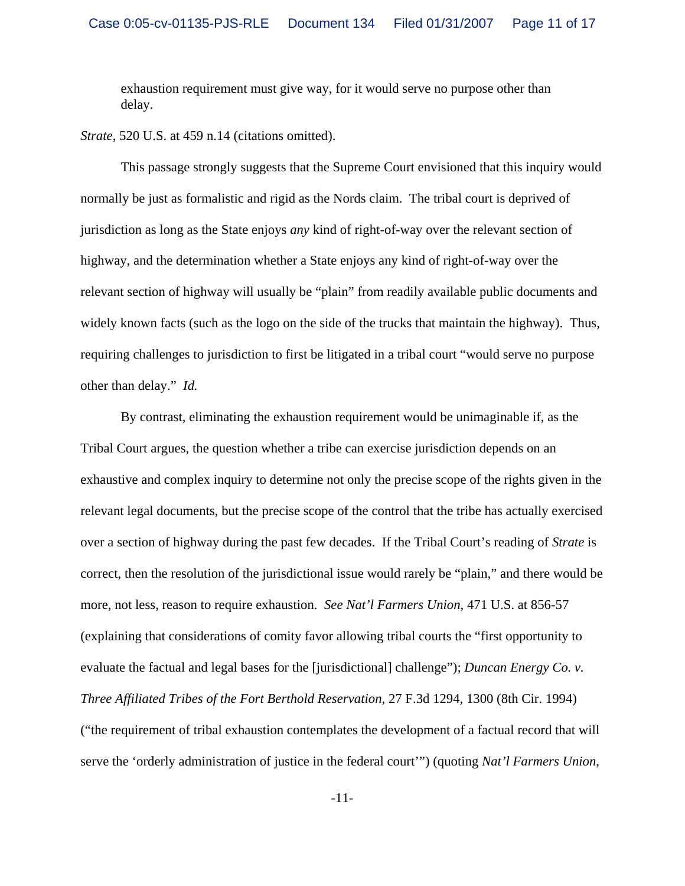> exhaustion requirement must give way, for it would serve no purpose other than delay.

*Strate*, 520 U.S. at 459 n.14 (citations omitted).

This passage strongly suggests that the Supreme Court envisioned that this inquiry would normally be just as formalistic and rigid as the Nords claim. The tribal court is deprived of jurisdiction as long as the State enjoys *any* kind of right-of-way over the relevant section of highway, and the determination whether a State enjoys any kind of right-of-way over the relevant section of highway will usually be "plain" from readily available public documents and widely known facts (such as the logo on the side of the trucks that maintain the highway). Thus, requiring challenges to jurisdiction to first be litigated in a tribal court "would serve no purpose other than delay." *Id.*

By contrast, eliminating the exhaustion requirement would be unimaginable if, as the Tribal Court argues, the question whether a tribe can exercise jurisdiction depends on an exhaustive and complex inquiry to determine not only the precise scope of the rights given in the relevant legal documents, but the precise scope of the control that the tribe has actually exercised over a section of highway during the past few decades. If the Tribal Court's reading of *Strate* is correct, then the resolution of the jurisdictional issue would rarely be "plain," and there would be more, not less, reason to require exhaustion. *See Nat'l Farmers Union*, 471 U.S. at 856-57 (explaining that considerations of comity favor allowing tribal courts the "first opportunity to evaluate the factual and legal bases for the [jurisdictional] challenge"); *Duncan Energy Co. v. Three Affiliated Tribes of the Fort Berthold Reservation*, 27 F.3d 1294, 1300 (8th Cir. 1994) ("the requirement of tribal exhaustion contemplates the development of a factual record that will serve the 'orderly administration of justice in the federal court'") (quoting *Nat'l Farmers Union*,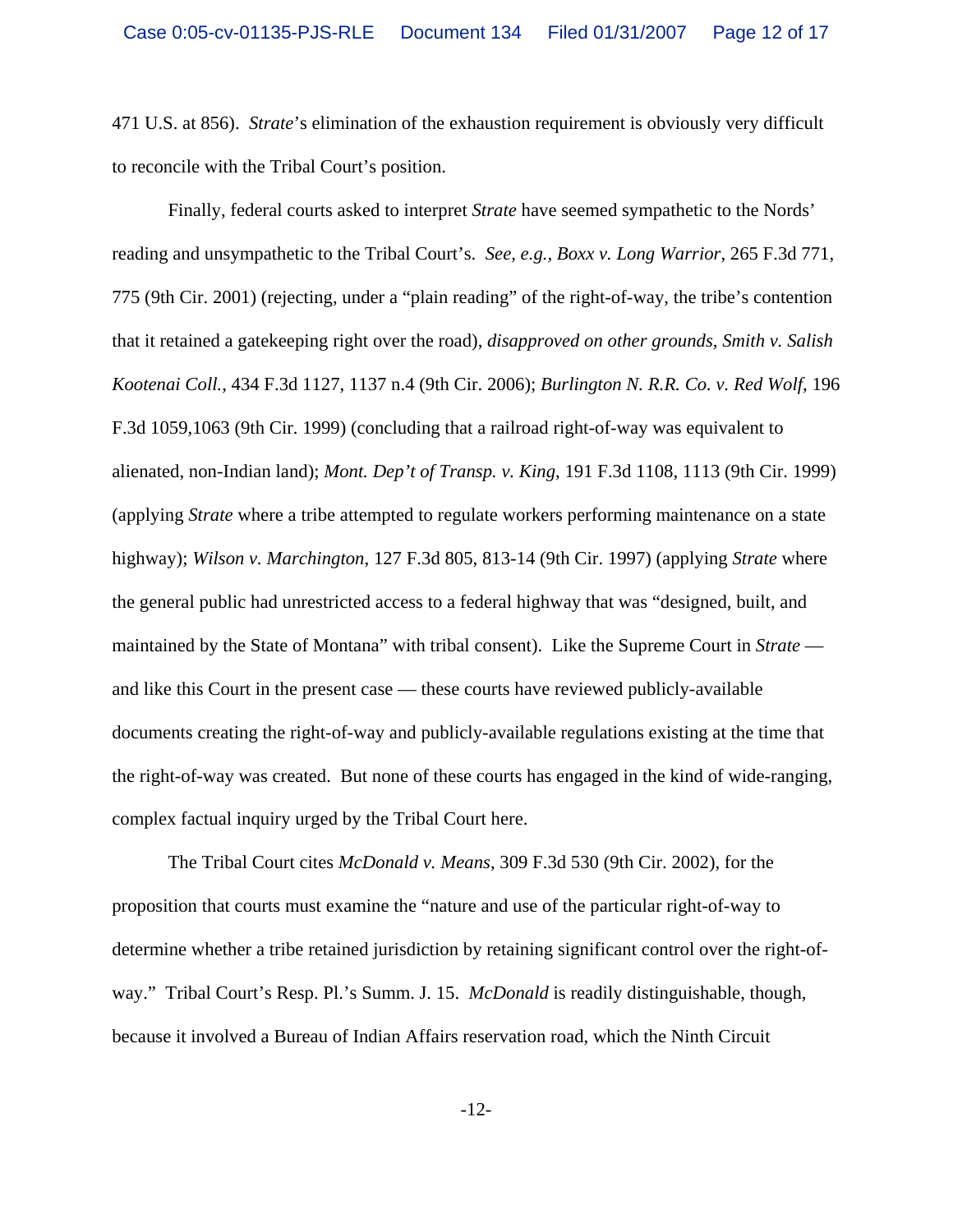471 U.S. at 856). *Strate*'s elimination of the exhaustion requirement is obviously very difficult to reconcile with the Tribal Court's position.

Finally, federal courts asked to interpret *Strate* have seemed sympathetic to the Nords' reading and unsympathetic to the Tribal Court's. *See, e.g., Boxx v. Long Warrior*, 265 F.3d 771, 775 (9th Cir. 2001) (rejecting, under a "plain reading" of the right-of-way, the tribe's contention that it retained a gatekeeping right over the road), *disapproved on other grounds, Smith v. Salish Kootenai Coll.*, 434 F.3d 1127, 1137 n.4 (9th Cir. 2006); *Burlington N. R.R. Co. v. Red Wolf*, 196 F.3d 1059,1063 (9th Cir. 1999) (concluding that a railroad right-of-way was equivalent to alienated, non-Indian land); *Mont. Dep't of Transp. v. King*, 191 F.3d 1108, 1113 (9th Cir. 1999) (applying *Strate* where a tribe attempted to regulate workers performing maintenance on a state highway); *Wilson v. Marchington*, 127 F.3d 805, 813-14 (9th Cir. 1997) (applying *Strate* where the general public had unrestricted access to a federal highway that was "designed, built, and maintained by the State of Montana" with tribal consent). Like the Supreme Court in *Strate* — and like this Court in the present case — these courts have reviewed publicly-available documents creating the right-of-way and publicly-available regulations existing at the time that the right-of-way was created. But none of these courts has engaged in the kind of wide-ranging, complex factual inquiry urged by the Tribal Court here.

The Tribal Court cites *McDonald v. Means*, 309 F.3d 530 (9th Cir. 2002), for the proposition that courts must examine the "nature and use of the particular right-of-way to determine whether a tribe retained jurisdiction by retaining significant control over the right-of-way." Tribal Court's Resp. Pl.'s Summ. J. 15. *McDonald* is readily distinguishable, though, because it involved a Bureau of Indian Affairs reservation road, which the Ninth Circuit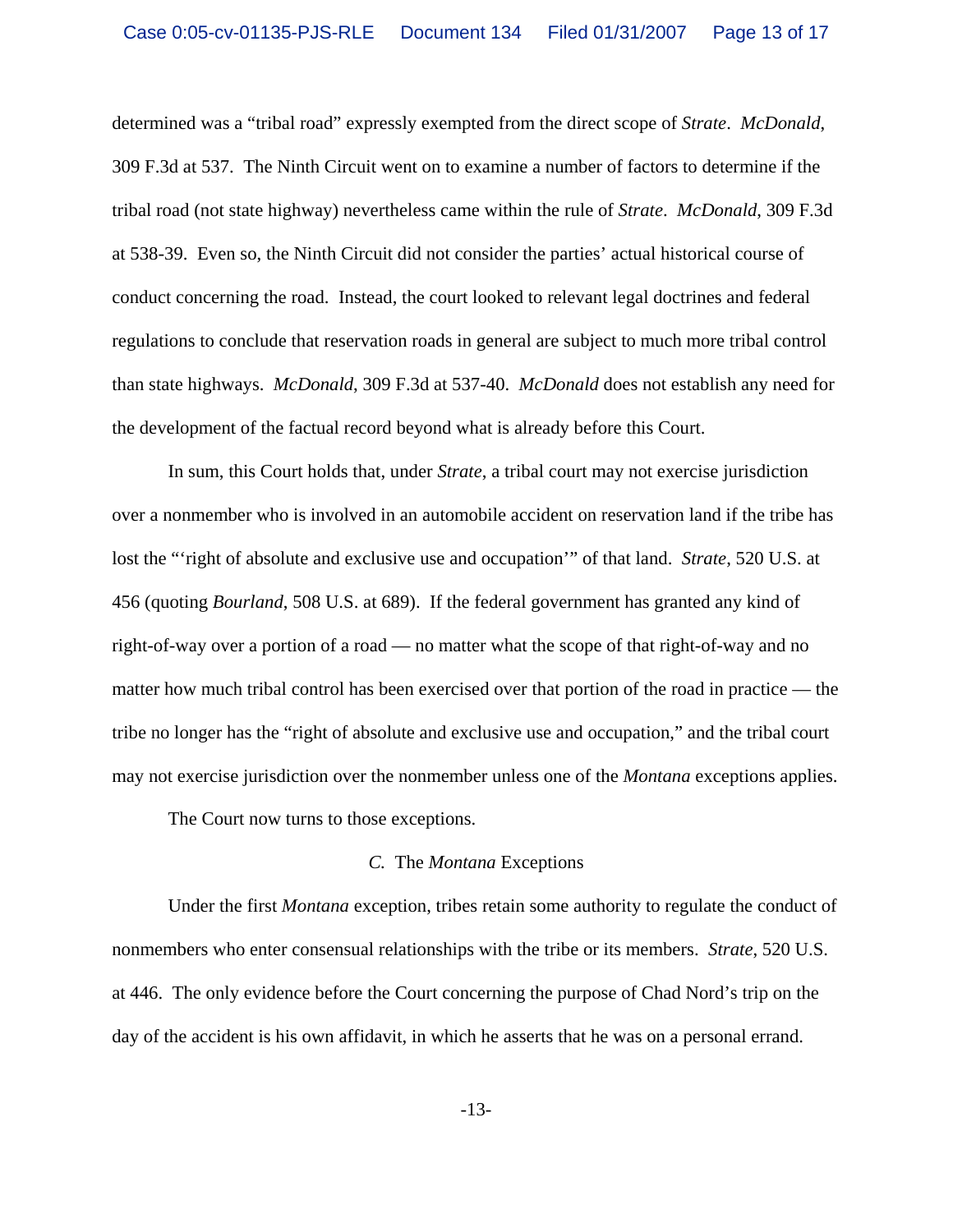determined was a "tribal road" expressly exempted from the direct scope of *Strate*. *McDonald*, 309 F.3d at 537. The Ninth Circuit went on to examine a number of factors to determine if the tribal road (not state highway) nevertheless came within the rule of *Strate*. *McDonald*, 309 F.3d at 538-39. Even so, the Ninth Circuit did not consider the parties' actual historical course of conduct concerning the road. Instead, the court looked to relevant legal doctrines and federal regulations to conclude that reservation roads in general are subject to much more tribal control than state highways. *McDonald*, 309 F.3d at 537-40. *McDonald* does not establish any need for the development of the factual record beyond what is already before this Court.

In sum, this Court holds that, under *Strate*, a tribal court may not exercise jurisdiction over a nonmember who is involved in an automobile accident on reservation land if the tribe has lost the "'right of absolute and exclusive use and occupation'" of that land. *Strate*, 520 U.S. at 456 (quoting *Bourland*, 508 U.S. at 689). If the federal government has granted any kind of right-of-way over a portion of a road — no matter what the scope of that right-of-way and no matter how much tribal control has been exercised over that portion of the road in practice — the tribe no longer has the "right of absolute and exclusive use and occupation," and the tribal court may not exercise jurisdiction over the nonmember unless one of the *Montana* exceptions applies.

The Court now turns to those exceptions.

### *C.* The *Montana* Exceptions

Under the first *Montana* exception, tribes retain some authority to regulate the conduct of nonmembers who enter consensual relationships with the tribe or its members. *Strate*, 520 U.S. at 446. The only evidence before the Court concerning the purpose of Chad Nord's trip on the day of the accident is his own affidavit, in which he asserts that he was on a personal errand.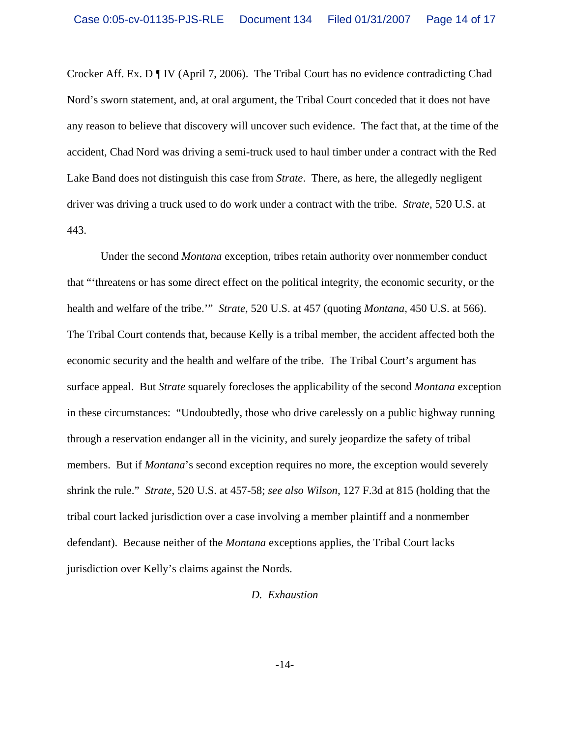Crocker Aff. Ex. D ¶ IV (April 7, 2006). The Tribal Court has no evidence contradicting Chad Nord's sworn statement, and, at oral argument, the Tribal Court conceded that it does not have any reason to believe that discovery will uncover such evidence. The fact that, at the time of the accident, Chad Nord was driving a semi-truck used to haul timber under a contract with the Red Lake Band does not distinguish this case from *Strate*. There, as here, the allegedly negligent driver was driving a truck used to do work under a contract with the tribe. *Strate*, 520 U.S. at 443.

Under the second *Montana* exception, tribes retain authority over nonmember conduct that "'threatens or has some direct effect on the political integrity, the economic security, or the health and welfare of the tribe.'" *Strate*, 520 U.S. at 457 (quoting *Montana*, 450 U.S. at 566). The Tribal Court contends that, because Kelly is a tribal member, the accident affected both the economic security and the health and welfare of the tribe. The Tribal Court's argument has surface appeal. But *Strate* squarely forecloses the applicability of the second *Montana* exception in these circumstances: "Undoubtedly, those who drive carelessly on a public highway running through a reservation endanger all in the vicinity, and surely jeopardize the safety of tribal members. But if *Montana*'s second exception requires no more, the exception would severely shrink the rule." *Strate*, 520 U.S. at 457-58; *see also Wilson*, 127 F.3d at 815 (holding that the tribal court lacked jurisdiction over a case involving a member plaintiff and a nonmember defendant). Because neither of the *Montana* exceptions applies, the Tribal Court lacks jurisdiction over Kelly's claims against the Nords.

### *D. Exhaustion*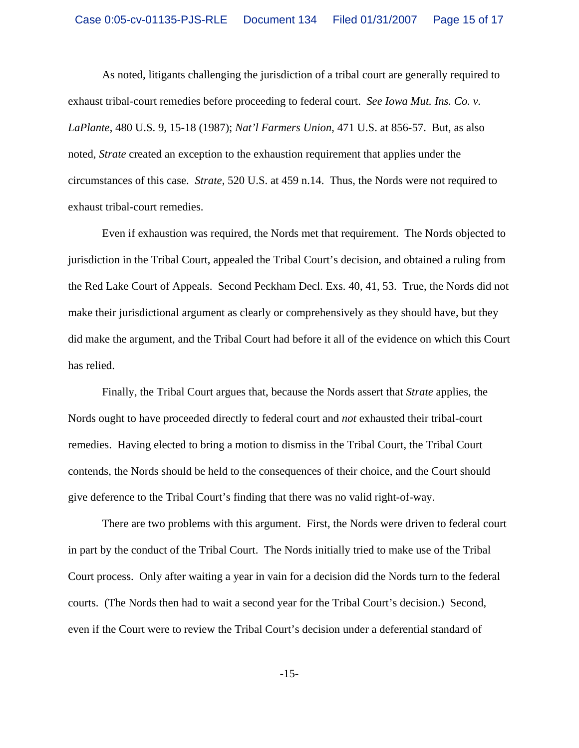As noted, litigants challenging the jurisdiction of a tribal court are generally required to exhaust tribal-court remedies before proceeding to federal court. *See Iowa Mut. Ins. Co. v. LaPlante*, 480 U.S. 9, 15-18 (1987); *Nat'l Farmers Union*, 471 U.S. at 856-57. But, as also noted, *Strate* created an exception to the exhaustion requirement that applies under the circumstances of this case. *Strate*, 520 U.S. at 459 n.14. Thus, the Nords were not required to exhaust tribal-court remedies.

Even if exhaustion was required, the Nords met that requirement. The Nords objected to jurisdiction in the Tribal Court, appealed the Tribal Court's decision, and obtained a ruling from the Red Lake Court of Appeals. Second Peckham Decl. Exs. 40, 41, 53. True, the Nords did not make their jurisdictional argument as clearly or comprehensively as they should have, but they did make the argument, and the Tribal Court had before it all of the evidence on which this Court has relied.

Finally, the Tribal Court argues that, because the Nords assert that *Strate* applies, the Nords ought to have proceeded directly to federal court and *not* exhausted their tribal-court remedies. Having elected to bring a motion to dismiss in the Tribal Court, the Tribal Court contends, the Nords should be held to the consequences of their choice, and the Court should give deference to the Tribal Court's finding that there was no valid right-of-way.

There are two problems with this argument. First, the Nords were driven to federal court in part by the conduct of the Tribal Court. The Nords initially tried to make use of the Tribal Court process. Only after waiting a year in vain for a decision did the Nords turn to the federal courts. (The Nords then had to wait a second year for the Tribal Court's decision.) Second, even if the Court were to review the Tribal Court's decision under a deferential standard of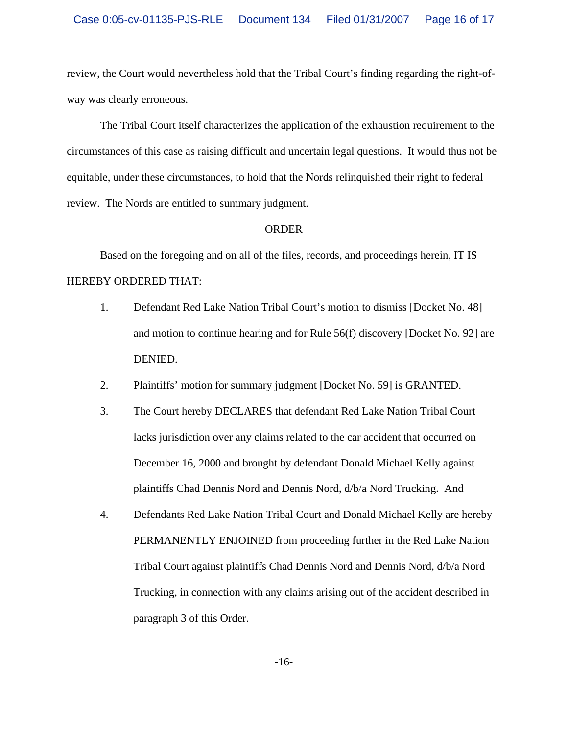review, the Court would nevertheless hold that the Tribal Court's finding regarding the right-of-way was clearly erroneous.

The Tribal Court itself characterizes the application of the exhaustion requirement to the circumstances of this case as raising difficult and uncertain legal questions. It would thus not be equitable, under these circumstances, to hold that the Nords relinquished their right to federal review. The Nords are entitled to summary judgment.

ORDER

Based on the foregoing and on all of the files, records, and proceedings herein, IT IS HEREBY ORDERED THAT:

1. Defendant Red Lake Nation Tribal Court's motion to dismiss [Docket No. 48] and motion to continue hearing and for Rule 56(f) discovery [Docket No. 92] are DENIED.

2. Plaintiffs' motion for summary judgment [Docket No. 59] is GRANTED.

3. The Court hereby DECLARES that defendant Red Lake Nation Tribal Court lacks jurisdiction over any claims related to the car accident that occurred on December 16, 2000 and brought by defendant Donald Michael Kelly against plaintiffs Chad Dennis Nord and Dennis Nord, d/b/a Nord Trucking. And

4. Defendants Red Lake Nation Tribal Court and Donald Michael Kelly are hereby PERMANENTLY ENJOINED from proceeding further in the Red Lake Nation Tribal Court against plaintiffs Chad Dennis Nord and Dennis Nord, d/b/a Nord Trucking, in connection with any claims arising out of the accident described in paragraph 3 of this Order.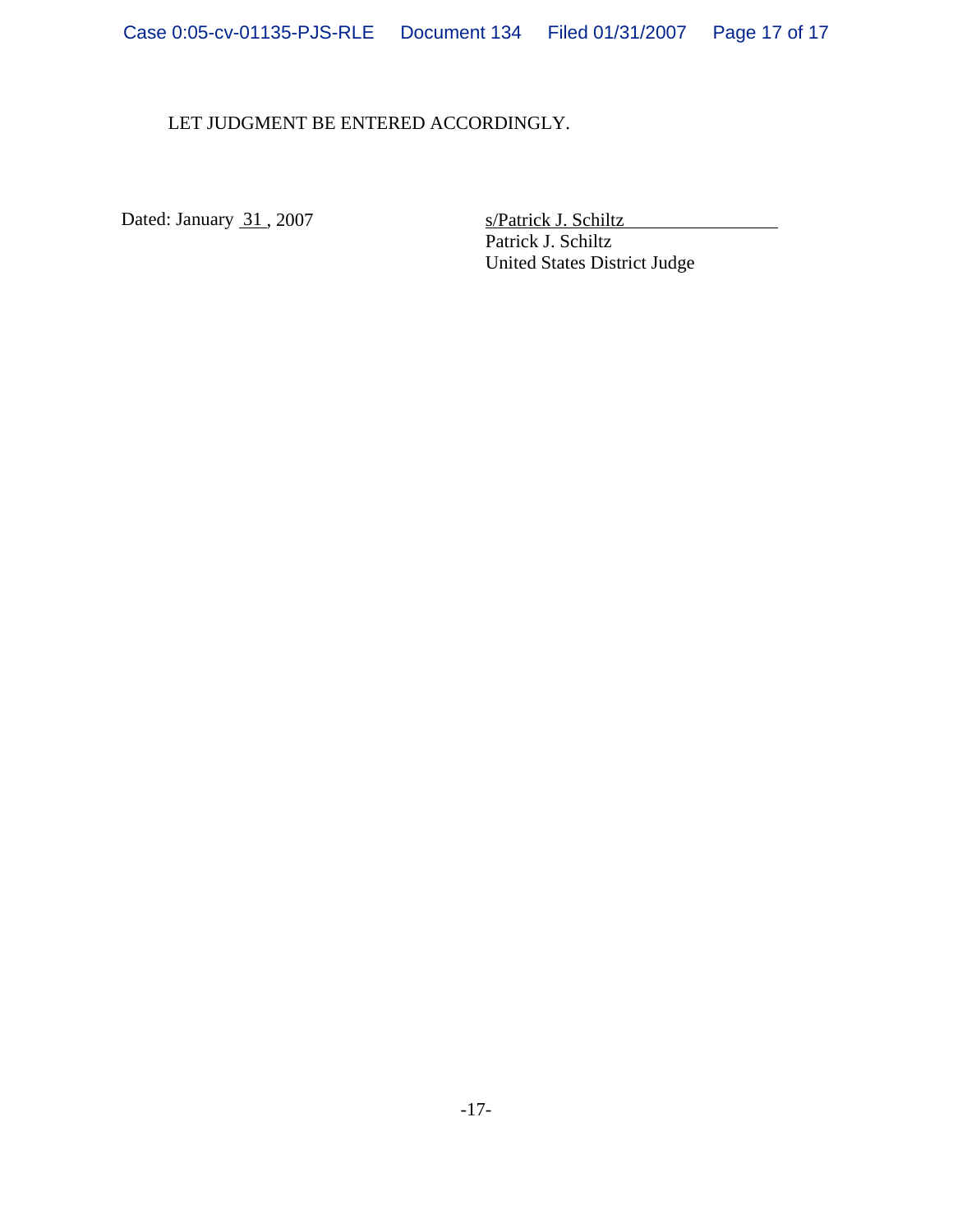LET JUDGMENT BE ENTERED ACCORDINGLY.

Dated: January 31, 2007

s/Patrick J. Schiltz
Patrick J. Schiltz
United States District Judge